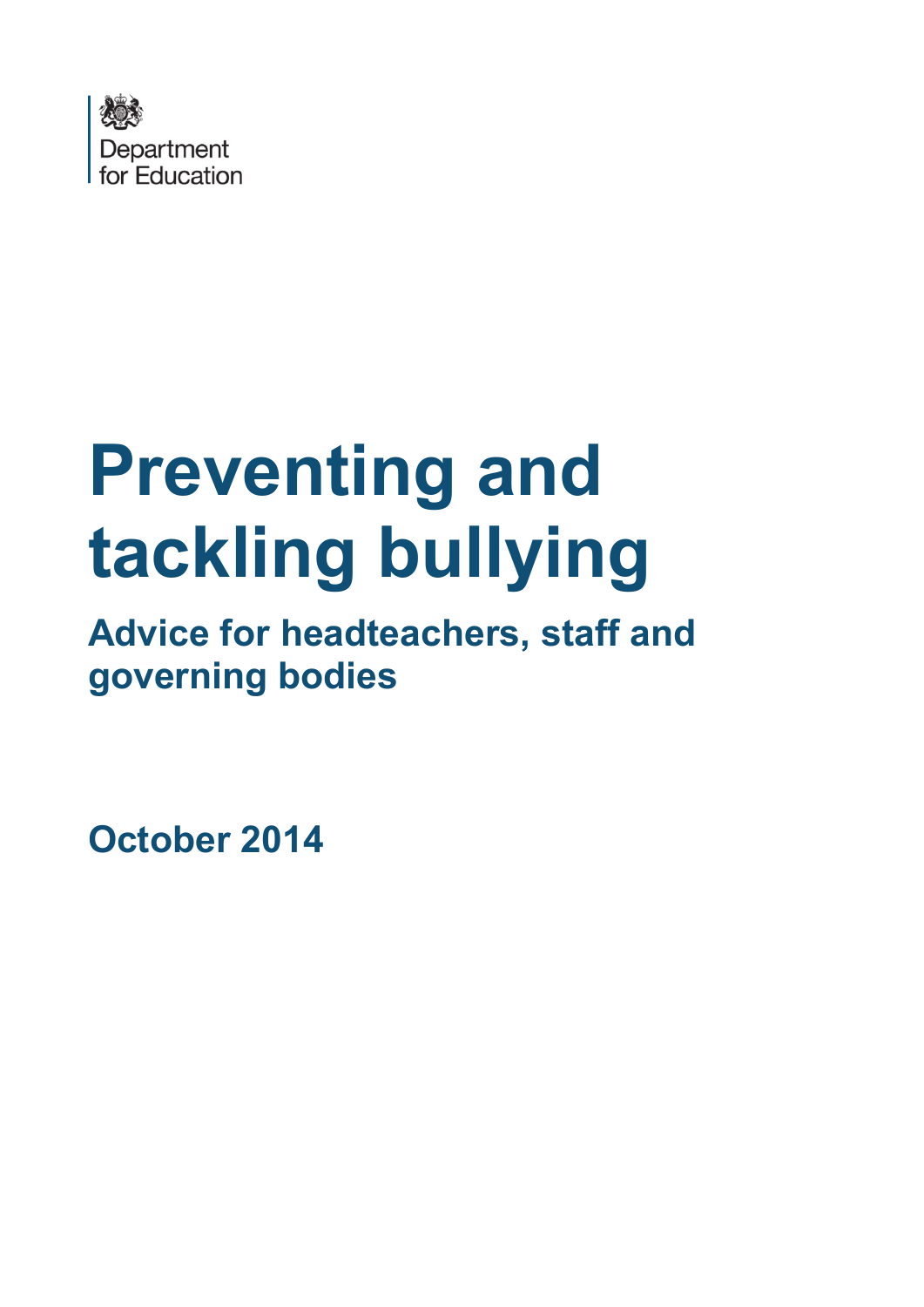Department for Education

# Preventing and tackling bullying

## Advice for headteachers, staff and governing bodies

**October 2014**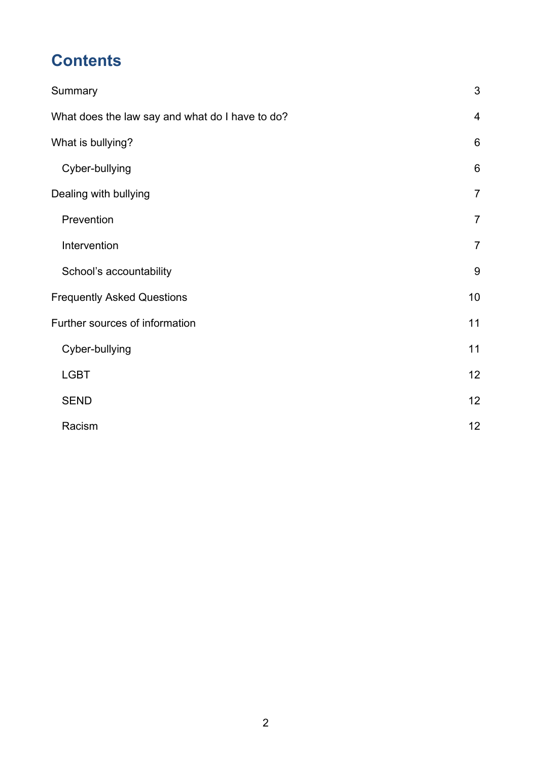# Contents

| | |
|---|---|
| Summary | 3 |
| What does the law say and what do I have to do? | 4 |
| What is bullying? | 6 |
| Cyber-bullying | 6 |
| Dealing with bullying | 7 |
| Prevention | 7 |
| Intervention | 7 |
| School's accountability | 9 |
| Frequently Asked Questions | 10 |
| Further sources of information | 11 |
| Cyber-bullying | 11 |
| LGBT | 12 |
| SEND | 12 |
| Racism | 12 |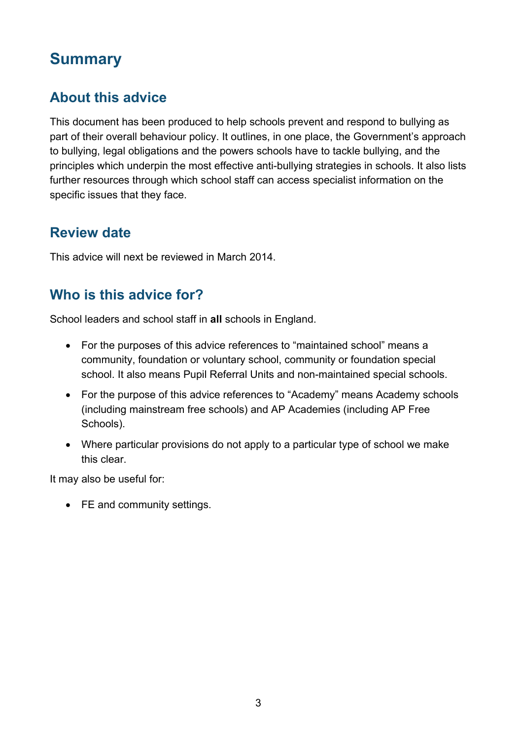# Summary

## About this advice

This document has been produced to help schools prevent and respond to bullying as part of their overall behaviour policy. It outlines, in one place, the Government's approach to bullying, legal obligations and the powers schools have to tackle bullying, and the principles which underpin the most effective anti-bullying strategies in schools. It also lists further resources through which school staff can access specialist information on the specific issues that they face.

## Review date

This advice will next be reviewed in March 2014.

## Who is this advice for?

School leaders and school staff in **all** schools in England.

- For the purposes of this advice references to "maintained school" means a community, foundation or voluntary school, community or foundation special school. It also means Pupil Referral Units and non-maintained special schools.
- For the purpose of this advice references to "Academy" means Academy schools (including mainstream free schools) and AP Academies (including AP Free Schools).
- Where particular provisions do not apply to a particular type of school we make this clear.

It may also be useful for:

- FE and community settings.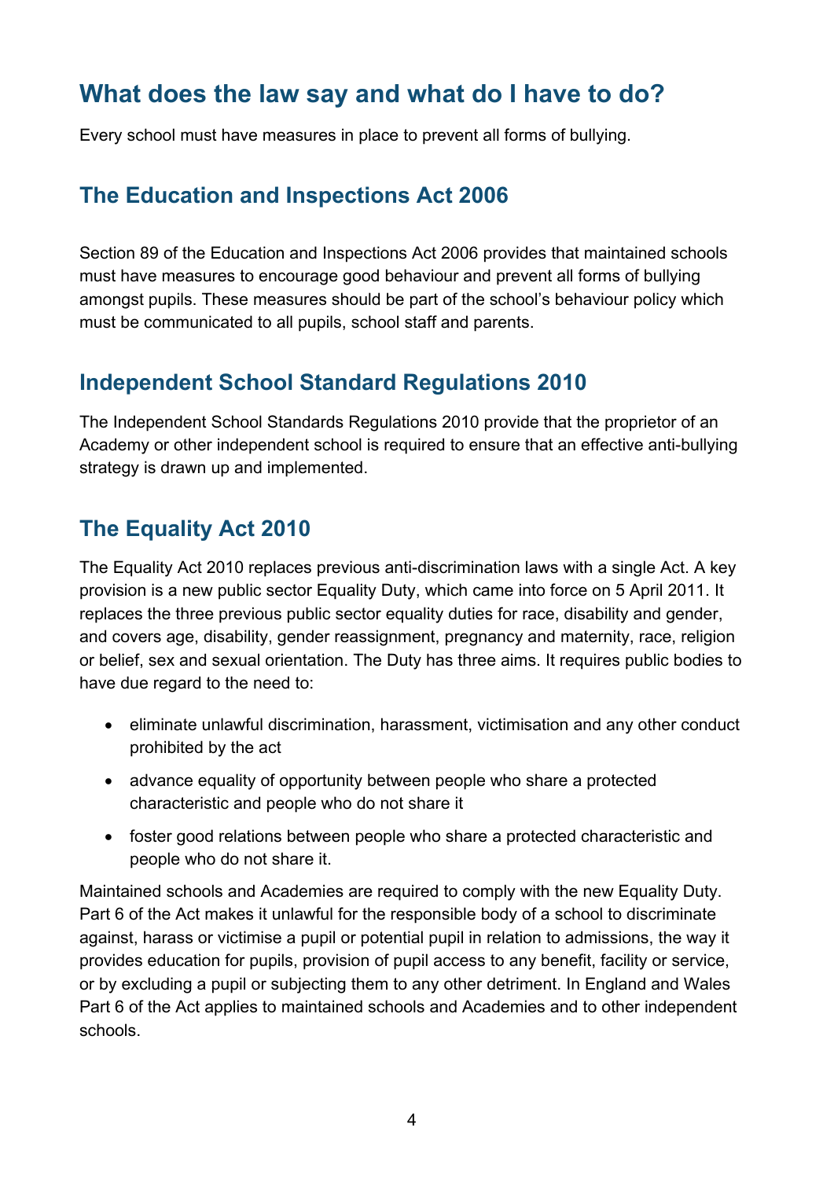# What does the law say and what do I have to do?

Every school must have measures in place to prevent all forms of bullying.

## The Education and Inspections Act 2006

Section 89 of the Education and Inspections Act 2006 provides that maintained schools must have measures to encourage good behaviour and prevent all forms of bullying amongst pupils. These measures should be part of the school's behaviour policy which must be communicated to all pupils, school staff and parents.

## Independent School Standard Regulations 2010

The Independent School Standards Regulations 2010 provide that the proprietor of an Academy or other independent school is required to ensure that an effective anti-bullying strategy is drawn up and implemented.

## The Equality Act 2010

The Equality Act 2010 replaces previous anti-discrimination laws with a single Act. A key provision is a new public sector Equality Duty, which came into force on 5 April 2011. It replaces the three previous public sector equality duties for race, disability and gender, and covers age, disability, gender reassignment, pregnancy and maternity, race, religion or belief, sex and sexual orientation. The Duty has three aims. It requires public bodies to have due regard to the need to:

- eliminate unlawful discrimination, harassment, victimisation and any other conduct prohibited by the act
- advance equality of opportunity between people who share a protected characteristic and people who do not share it
- foster good relations between people who share a protected characteristic and people who do not share it.

Maintained schools and Academies are required to comply with the new Equality Duty. Part 6 of the Act makes it unlawful for the responsible body of a school to discriminate against, harass or victimise a pupil or potential pupil in relation to admissions, the way it provides education for pupils, provision of pupil access to any benefit, facility or service, or by excluding a pupil or subjecting them to any other detriment. In England and Wales Part 6 of the Act applies to maintained schools and Academies and to other independent schools.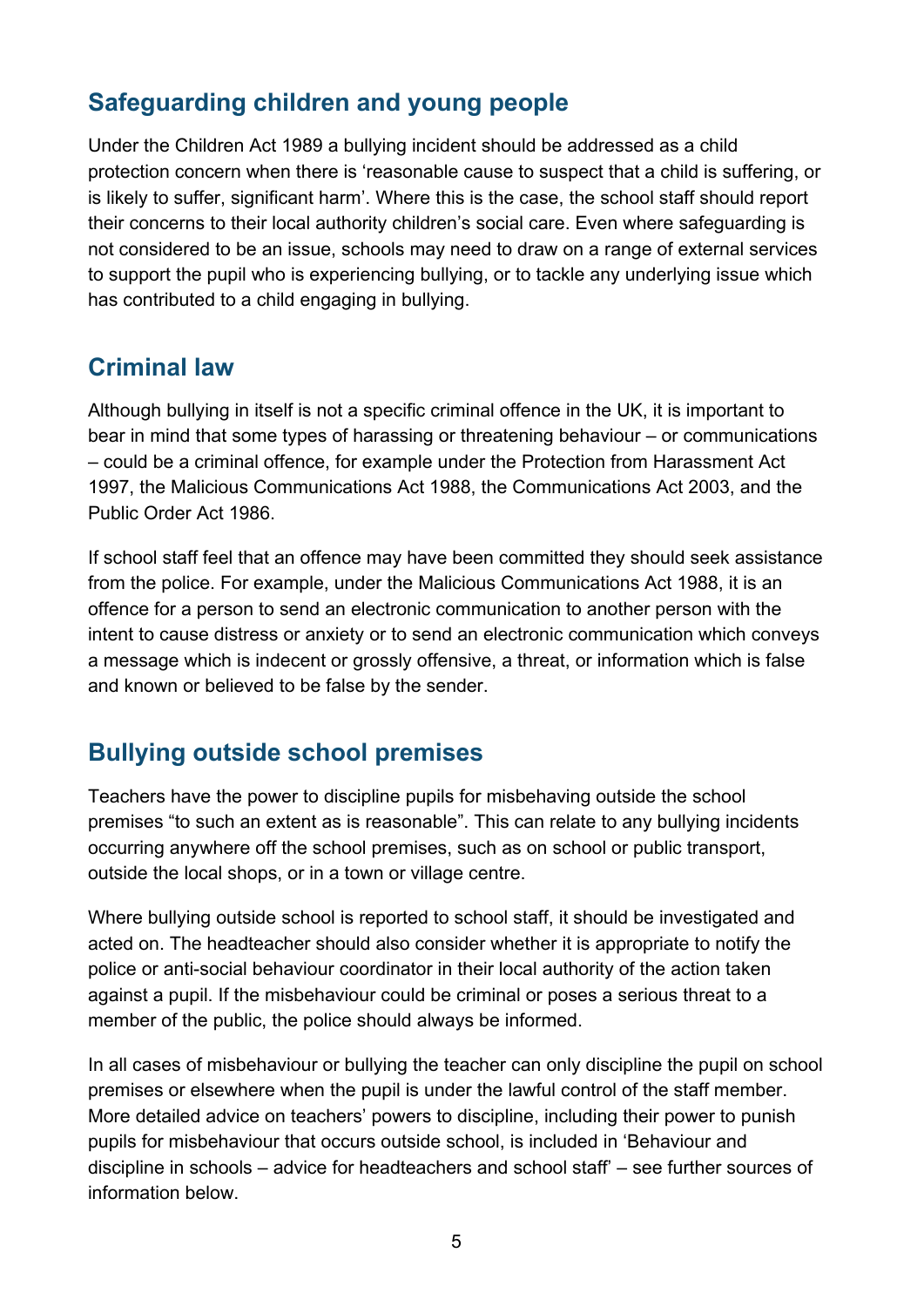## Safeguarding children and young people

Under the Children Act 1989 a bullying incident should be addressed as a child protection concern when there is 'reasonable cause to suspect that a child is suffering, or is likely to suffer, significant harm'. Where this is the case, the school staff should report their concerns to their local authority children's social care. Even where safeguarding is not considered to be an issue, schools may need to draw on a range of external services to support the pupil who is experiencing bullying, or to tackle any underlying issue which has contributed to a child engaging in bullying.

## Criminal law

Although bullying in itself is not a specific criminal offence in the UK, it is important to bear in mind that some types of harassing or threatening behaviour – or communications – could be a criminal offence, for example under the Protection from Harassment Act 1997, the Malicious Communications Act 1988, the Communications Act 2003, and the Public Order Act 1986.

If school staff feel that an offence may have been committed they should seek assistance from the police. For example, under the Malicious Communications Act 1988, it is an offence for a person to send an electronic communication to another person with the intent to cause distress or anxiety or to send an electronic communication which conveys a message which is indecent or grossly offensive, a threat, or information which is false and known or believed to be false by the sender.

## Bullying outside school premises

Teachers have the power to discipline pupils for misbehaving outside the school premises "to such an extent as is reasonable". This can relate to any bullying incidents occurring anywhere off the school premises, such as on school or public transport, outside the local shops, or in a town or village centre.

Where bullying outside school is reported to school staff, it should be investigated and acted on. The headteacher should also consider whether it is appropriate to notify the police or anti-social behaviour coordinator in their local authority of the action taken against a pupil. If the misbehaviour could be criminal or poses a serious threat to a member of the public, the police should always be informed.

In all cases of misbehaviour or bullying the teacher can only discipline the pupil on school premises or elsewhere when the pupil is under the lawful control of the staff member. More detailed advice on teachers' powers to discipline, including their power to punish pupils for misbehaviour that occurs outside school, is included in 'Behaviour and discipline in schools – advice for headteachers and school staff' – see further sources of information below.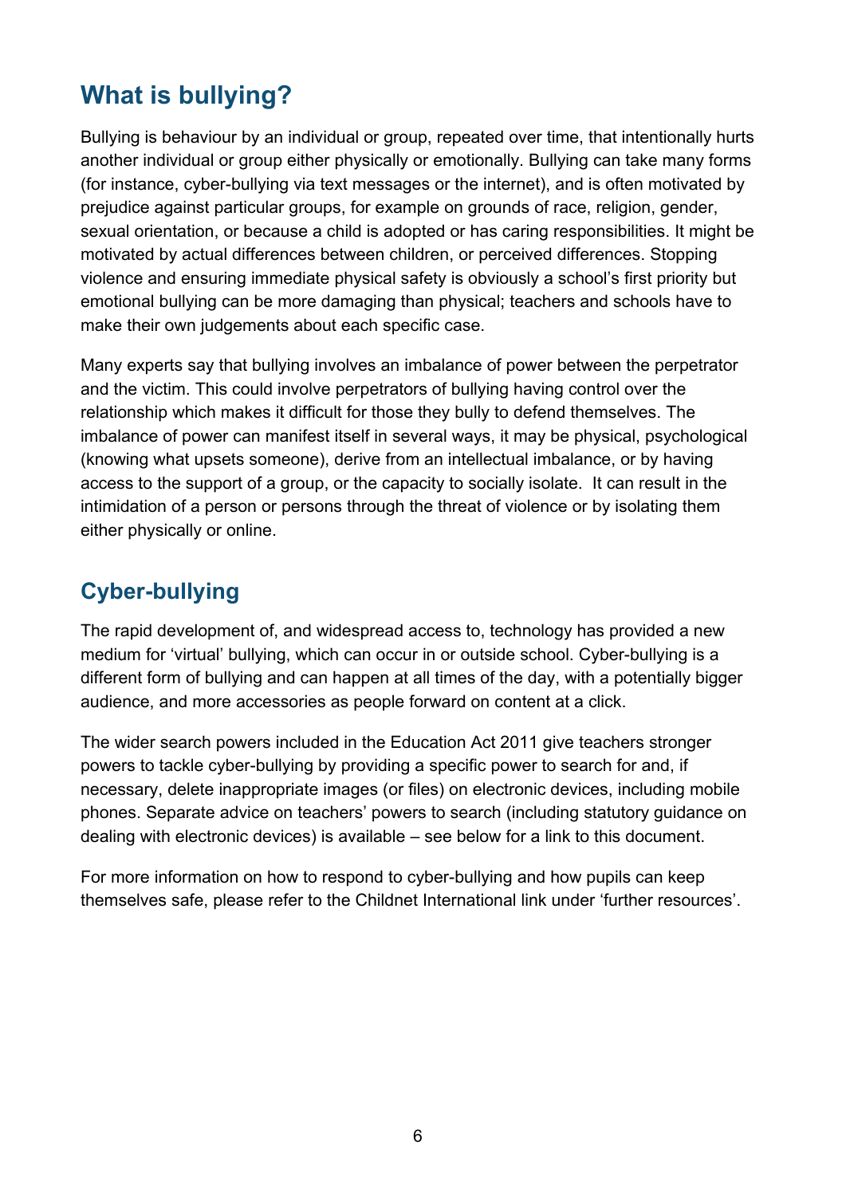## What is bullying?

Bullying is behaviour by an individual or group, repeated over time, that intentionally hurts another individual or group either physically or emotionally. Bullying can take many forms (for instance, cyber-bullying via text messages or the internet), and is often motivated by prejudice against particular groups, for example on grounds of race, religion, gender, sexual orientation, or because a child is adopted or has caring responsibilities. It might be motivated by actual differences between children, or perceived differences. Stopping violence and ensuring immediate physical safety is obviously a school's first priority but emotional bullying can be more damaging than physical; teachers and schools have to make their own judgements about each specific case.

Many experts say that bullying involves an imbalance of power between the perpetrator and the victim. This could involve perpetrators of bullying having control over the relationship which makes it difficult for those they bully to defend themselves. The imbalance of power can manifest itself in several ways, it may be physical, psychological (knowing what upsets someone), derive from an intellectual imbalance, or by having access to the support of a group, or the capacity to socially isolate. It can result in the intimidation of a person or persons through the threat of violence or by isolating them either physically or online.

## Cyber-bullying

The rapid development of, and widespread access to, technology has provided a new medium for 'virtual' bullying, which can occur in or outside school. Cyber-bullying is a different form of bullying and can happen at all times of the day, with a potentially bigger audience, and more accessories as people forward on content at a click.

The wider search powers included in the Education Act 2011 give teachers stronger powers to tackle cyber-bullying by providing a specific power to search for and, if necessary, delete inappropriate images (or files) on electronic devices, including mobile phones. Separate advice on teachers' powers to search (including statutory guidance on dealing with electronic devices) is available – see below for a link to this document.

For more information on how to respond to cyber-bullying and how pupils can keep themselves safe, please refer to the Childnet International link under 'further resources'.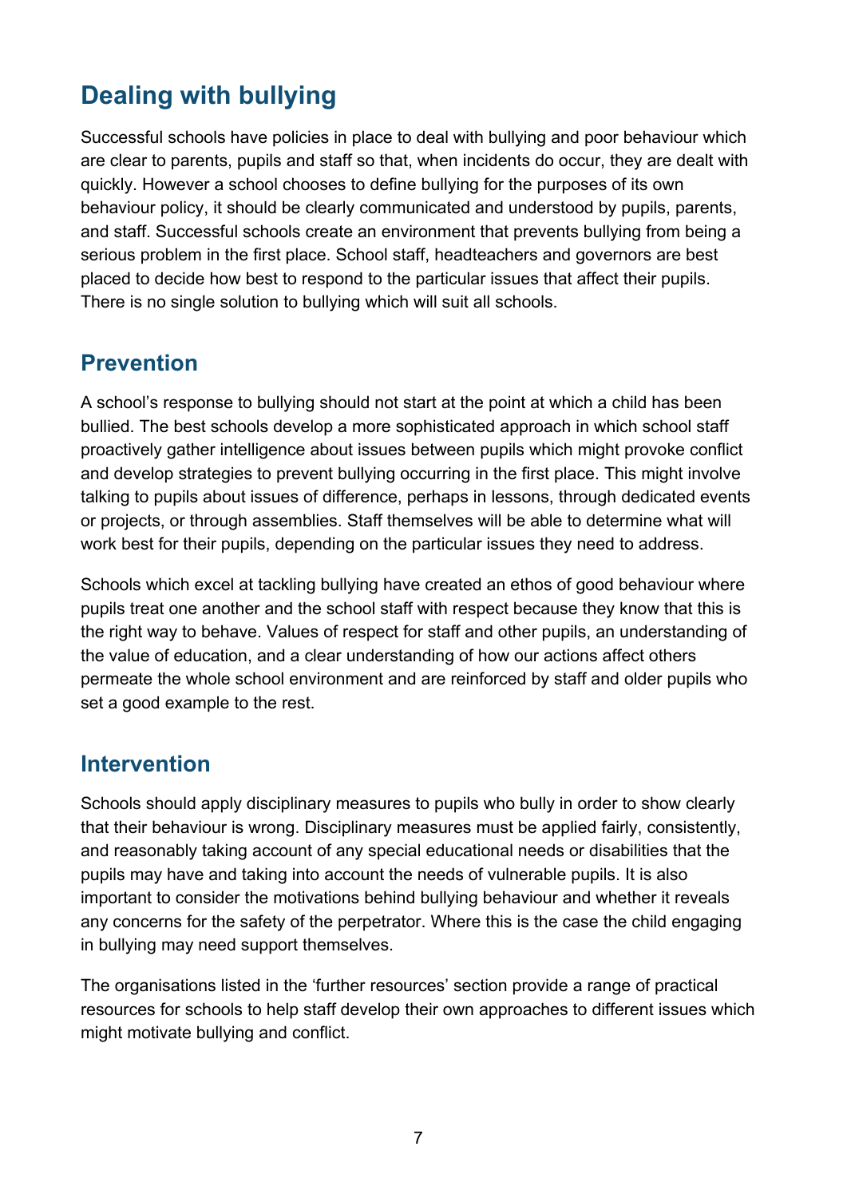## Dealing with bullying

Successful schools have policies in place to deal with bullying and poor behaviour which are clear to parents, pupils and staff so that, when incidents do occur, they are dealt with quickly. However a school chooses to define bullying for the purposes of its own behaviour policy, it should be clearly communicated and understood by pupils, parents, and staff. Successful schools create an environment that prevents bullying from being a serious problem in the first place. School staff, headteachers and governors are best placed to decide how best to respond to the particular issues that affect their pupils. There is no single solution to bullying which will suit all schools.

### Prevention

A school's response to bullying should not start at the point at which a child has been bullied. The best schools develop a more sophisticated approach in which school staff proactively gather intelligence about issues between pupils which might provoke conflict and develop strategies to prevent bullying occurring in the first place. This might involve talking to pupils about issues of difference, perhaps in lessons, through dedicated events or projects, or through assemblies. Staff themselves will be able to determine what will work best for their pupils, depending on the particular issues they need to address.

Schools which excel at tackling bullying have created an ethos of good behaviour where pupils treat one another and the school staff with respect because they know that this is the right way to behave. Values of respect for staff and other pupils, an understanding of the value of education, and a clear understanding of how our actions affect others permeate the whole school environment and are reinforced by staff and older pupils who set a good example to the rest.

### Intervention

Schools should apply disciplinary measures to pupils who bully in order to show clearly that their behaviour is wrong. Disciplinary measures must be applied fairly, consistently, and reasonably taking account of any special educational needs or disabilities that the pupils may have and taking into account the needs of vulnerable pupils. It is also important to consider the motivations behind bullying behaviour and whether it reveals any concerns for the safety of the perpetrator. Where this is the case the child engaging in bullying may need support themselves.

The organisations listed in the 'further resources' section provide a range of practical resources for schools to help staff develop their own approaches to different issues which might motivate bullying and conflict.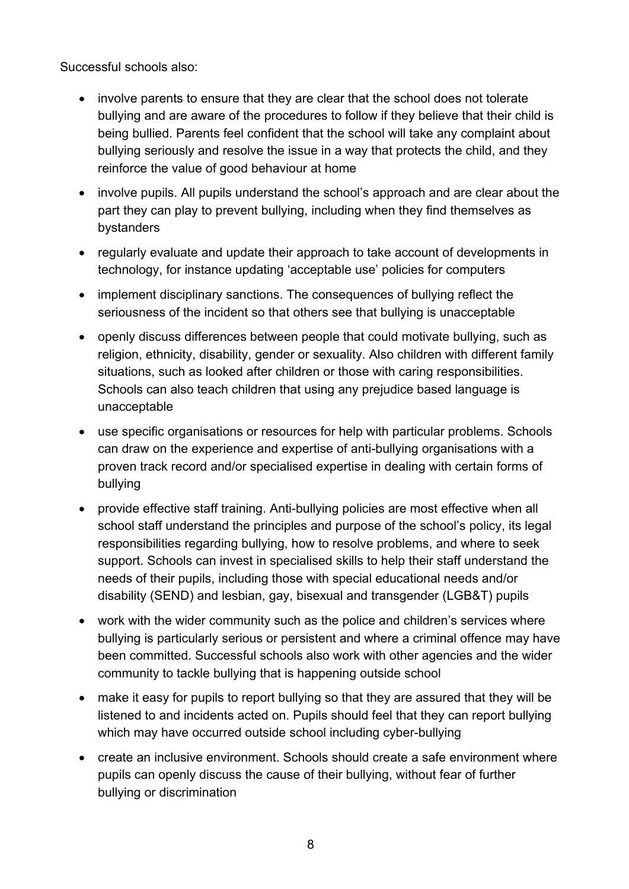Successful schools also:

- involve parents to ensure that they are clear that the school does not tolerate bullying and are aware of the procedures to follow if they believe that their child is being bullied. Parents feel confident that the school will take any complaint about bullying seriously and resolve the issue in a way that protects the child, and they reinforce the value of good behaviour at home
- involve pupils. All pupils understand the school's approach and are clear about the part they can play to prevent bullying, including when they find themselves as bystanders
- regularly evaluate and update their approach to take account of developments in technology, for instance updating 'acceptable use' policies for computers
- implement disciplinary sanctions. The consequences of bullying reflect the seriousness of the incident so that others see that bullying is unacceptable
- openly discuss differences between people that could motivate bullying, such as religion, ethnicity, disability, gender or sexuality. Also children with different family situations, such as looked after children or those with caring responsibilities. Schools can also teach children that using any prejudice based language is unacceptable
- use specific organisations or resources for help with particular problems. Schools can draw on the experience and expertise of anti-bullying organisations with a proven track record and/or specialised expertise in dealing with certain forms of bullying
- provide effective staff training. Anti-bullying policies are most effective when all school staff understand the principles and purpose of the school's policy, its legal responsibilities regarding bullying, how to resolve problems, and where to seek support. Schools can invest in specialised skills to help their staff understand the needs of their pupils, including those with special educational needs and/or disability (SEND) and lesbian, gay, bisexual and transgender (LGB&T) pupils
- work with the wider community such as the police and children's services where bullying is particularly serious or persistent and where a criminal offence may have been committed. Successful schools also work with other agencies and the wider community to tackle bullying that is happening outside school
- make it easy for pupils to report bullying so that they are assured that they will be listened to and incidents acted on. Pupils should feel that they can report bullying which may have occurred outside school including cyber-bullying
- create an inclusive environment. Schools should create a safe environment where pupils can openly discuss the cause of their bullying, without fear of further bullying or discrimination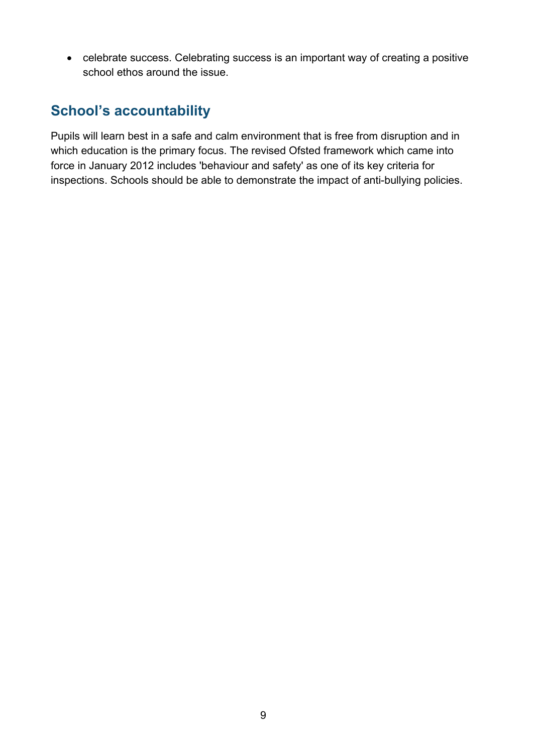- celebrate success. Celebrating success is an important way of creating a positive school ethos around the issue.

## School's accountability

Pupils will learn best in a safe and calm environment that is free from disruption and in which education is the primary focus. The revised Ofsted framework which came into force in January 2012 includes 'behaviour and safety' as one of its key criteria for inspections. Schools should be able to demonstrate the impact of anti-bullying policies.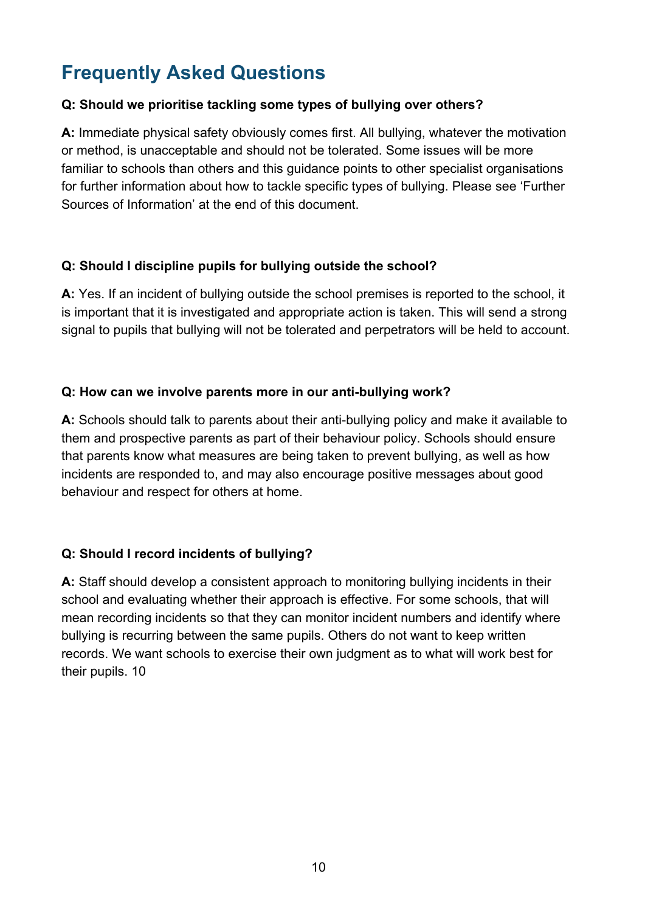## Frequently Asked Questions

**Q: Should we prioritise tackling some types of bullying over others?**

**A:** Immediate physical safety obviously comes first. All bullying, whatever the motivation or method, is unacceptable and should not be tolerated. Some issues will be more familiar to schools than others and this guidance points to other specialist organisations for further information about how to tackle specific types of bullying. Please see 'Further Sources of Information' at the end of this document.

**Q: Should I discipline pupils for bullying outside the school?**

**A:** Yes. If an incident of bullying outside the school premises is reported to the school, it is important that it is investigated and appropriate action is taken. This will send a strong signal to pupils that bullying will not be tolerated and perpetrators will be held to account.

**Q: How can we involve parents more in our anti-bullying work?**

**A:** Schools should talk to parents about their anti-bullying policy and make it available to them and prospective parents as part of their behaviour policy. Schools should ensure that parents know what measures are being taken to prevent bullying, as well as how incidents are responded to, and may also encourage positive messages about good behaviour and respect for others at home.

**Q: Should I record incidents of bullying?**

**A:** Staff should develop a consistent approach to monitoring bullying incidents in their school and evaluating whether their approach is effective. For some schools, that will mean recording incidents so that they can monitor incident numbers and identify where bullying is recurring between the same pupils. Others do not want to keep written records. We want schools to exercise their own judgment as to what will work best for their pupils. 10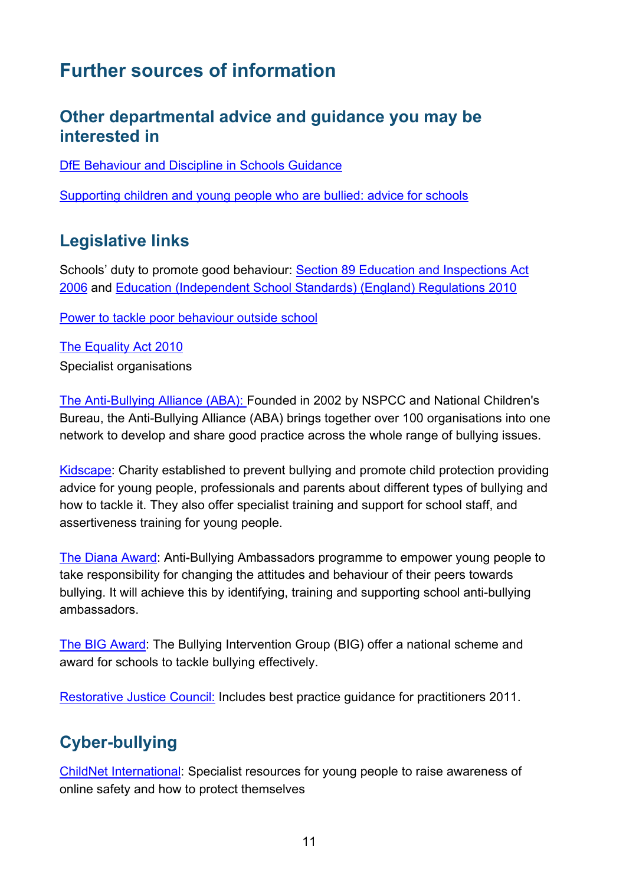# Further sources of information

## Other departmental advice and guidance you may be interested in

DfE Behaviour and Discipline in Schools Guidance

Supporting children and young people who are bullied: advice for schools

## Legislative links

Schools' duty to promote good behaviour: Section 89 Education and Inspections Act 2006 and Education (Independent School Standards) (England) Regulations 2010

Power to tackle poor behaviour outside school

The Equality Act 2010

Specialist organisations

The Anti-Bullying Alliance (ABA): Founded in 2002 by NSPCC and National Children's Bureau, the Anti-Bullying Alliance (ABA) brings together over 100 organisations into one network to develop and share good practice across the whole range of bullying issues.

Kidscape: Charity established to prevent bullying and promote child protection providing advice for young people, professionals and parents about different types of bullying and how to tackle it. They also offer specialist training and support for school staff, and assertiveness training for young people.

The Diana Award: Anti-Bullying Ambassadors programme to empower young people to take responsibility for changing the attitudes and behaviour of their peers towards bullying. It will achieve this by identifying, training and supporting school anti-bullying ambassadors.

The BIG Award: The Bullying Intervention Group (BIG) offer a national scheme and award for schools to tackle bullying effectively.

Restorative Justice Council: Includes best practice guidance for practitioners 2011.

## Cyber-bullying

ChildNet International: Specialist resources for young people to raise awareness of online safety and how to protect themselves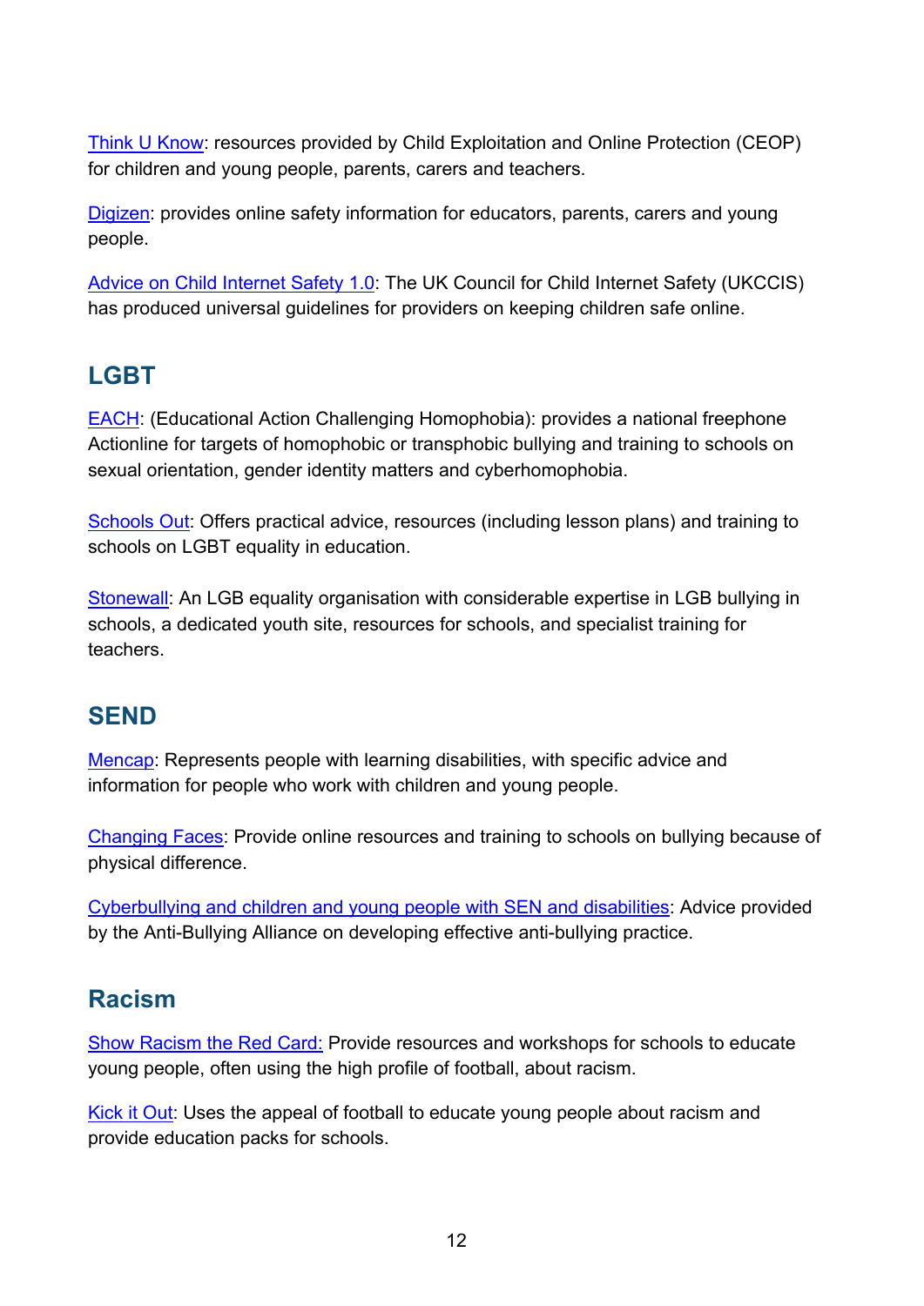Think U Know: resources provided by Child Exploitation and Online Protection (CEOP) for children and young people, parents, carers and teachers.

Digizen: provides online safety information for educators, parents, carers and young people.

Advice on Child Internet Safety 1.0: The UK Council for Child Internet Safety (UKCCIS) has produced universal guidelines for providers on keeping children safe online.

## LGBT

EACH: (Educational Action Challenging Homophobia): provides a national freephone Actionline for targets of homophobic or transphobic bullying and training to schools on sexual orientation, gender identity matters and cyberhomophobia.

Schools Out: Offers practical advice, resources (including lesson plans) and training to schools on LGBT equality in education.

Stonewall: An LGB equality organisation with considerable expertise in LGB bullying in schools, a dedicated youth site, resources for schools, and specialist training for teachers.

## SEND

Mencap: Represents people with learning disabilities, with specific advice and information for people who work with children and young people.

Changing Faces: Provide online resources and training to schools on bullying because of physical difference.

Cyberbullying and children and young people with SEN and disabilities: Advice provided by the Anti-Bullying Alliance on developing effective anti-bullying practice.

## Racism

Show Racism the Red Card: Provide resources and workshops for schools to educate young people, often using the high profile of football, about racism.

Kick it Out: Uses the appeal of football to educate young people about racism and provide education packs for schools.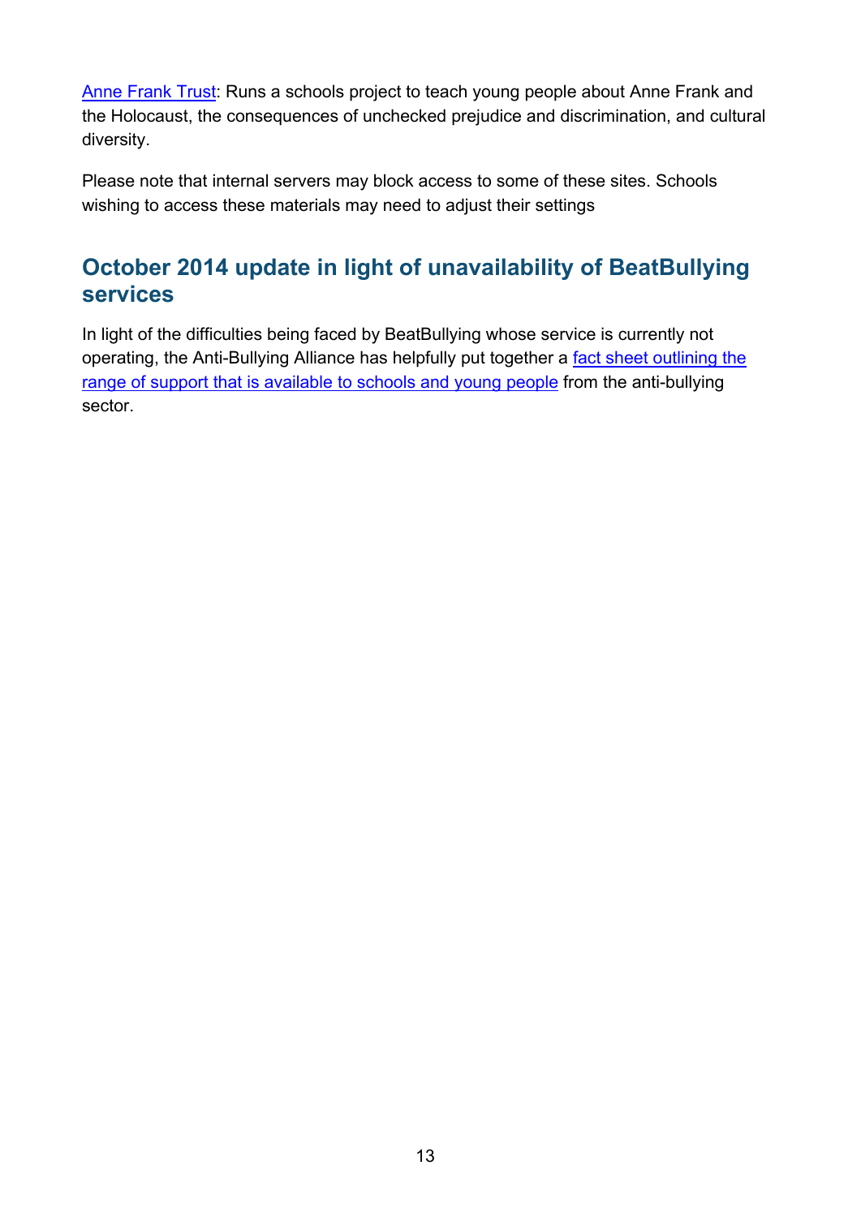Anne Frank Trust: Runs a schools project to teach young people about Anne Frank and the Holocaust, the consequences of unchecked prejudice and discrimination, and cultural diversity.

Please note that internal servers may block access to some of these sites. Schools wishing to access these materials may need to adjust their settings

## October 2014 update in light of unavailability of BeatBullying services

In light of the difficulties being faced by BeatBullying whose service is currently not operating, the Anti-Bullying Alliance has helpfully put together a fact sheet outlining the range of support that is available to schools and young people from the anti-bullying sector.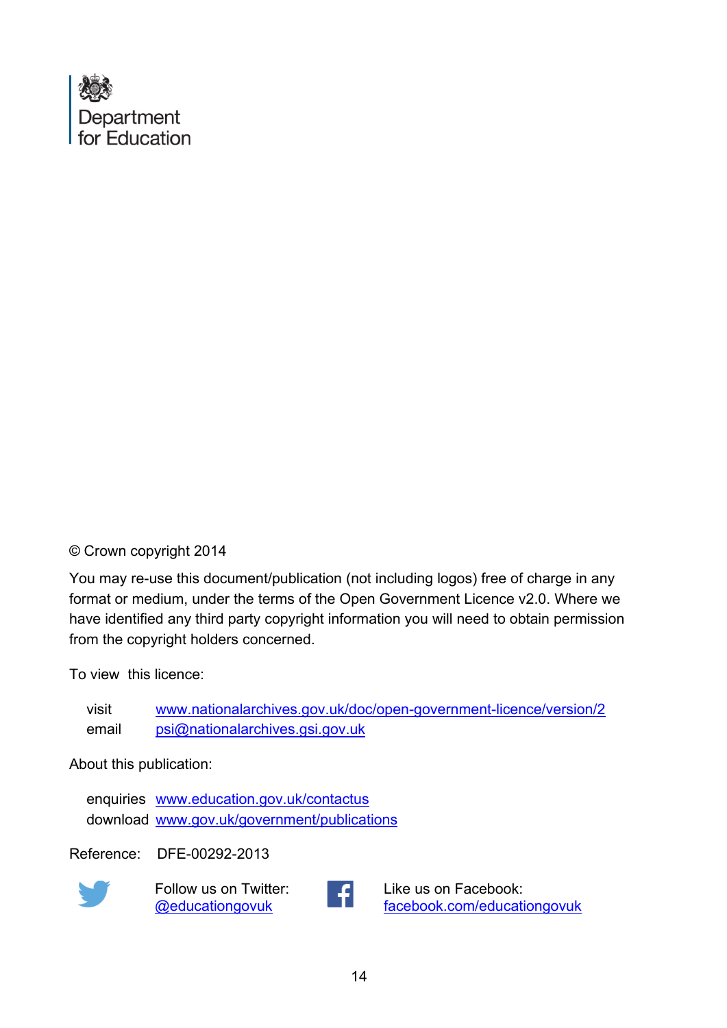Department for Education

© Crown copyright 2014

You may re-use this document/publication (not including logos) free of charge in any format or medium, under the terms of the Open Government Licence v2.0. Where we have identified any third party copyright information you will need to obtain permission from the copyright holders concerned.

To view this licence:

visit www.nationalarchives.gov.uk/doc/open-government-licence/version/2
email psi@nationalarchives.gsi.gov.uk

About this publication:

enquiries www.education.gov.uk/contactus
download www.gov.uk/government/publications

Reference: DFE-00292-2013

Follow us on Twitter: @educationgovuk

Like us on Facebook: facebook.com/educationgovuk